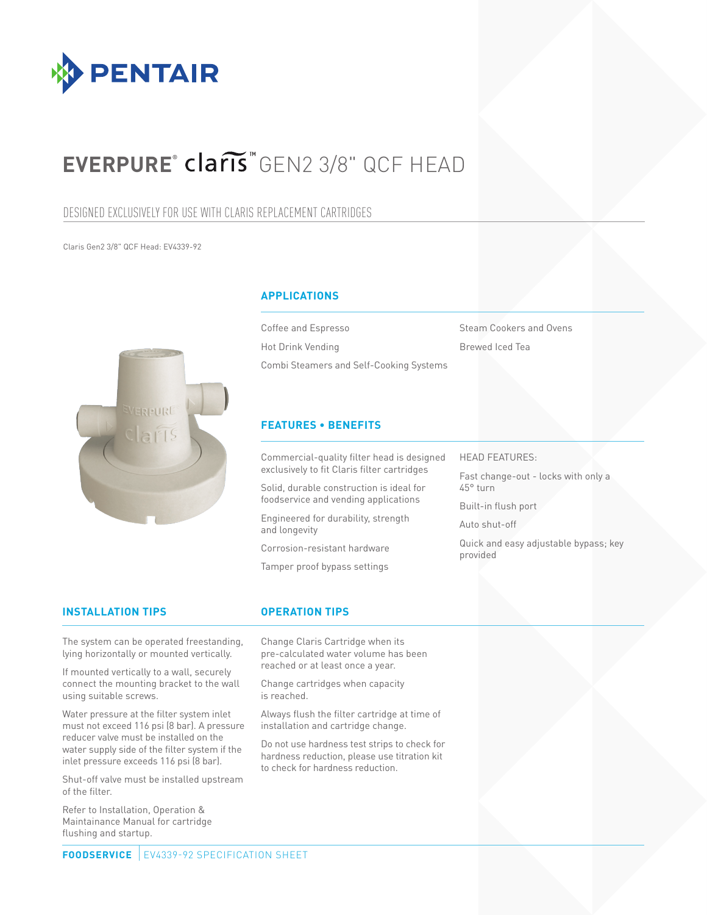PENTAIR

# EVERPURE® claris™ GEN2 3/8" QCF HEAD

## DESIGNED EXCLUSIVELY FOR USE WITH CLARIS REPLACEMENT CARTRIDGES

Claris Gen2 3/8" QCF Head: EV4339-92

### APPLICATIONS

- Coffee and Espresso
- Hot Drink Vending
- Combi Steamers and Self-Cooking Systems
- Steam Cookers and Ovens
- Brewed Iced Tea

### FEATURES • BENEFITS

- Commercial-quality filter head is designed exclusively to fit Claris filter cartridges
- Solid, durable construction is ideal for foodservice and vending applications
- Engineered for durability, strength and longevity
- Corrosion-resistant hardware
- Tamper proof bypass settings

HEAD FEATURES:

- Fast change-out - locks with only a 45° turn
- Built-in flush port
- Auto shut-off
- Quick and easy adjustable bypass; key provided

### INSTALLATION TIPS

The system can be operated freestanding, lying horizontally or mounted vertically.

If mounted vertically to a wall, securely connect the mounting bracket to the wall using suitable screws.

Water pressure at the filter system inlet must not exceed 116 psi (8 bar). A pressure reducer valve must be installed on the water supply side of the filter system if the inlet pressure exceeds 116 psi (8 bar).

Shut-off valve must be installed upstream of the filter.

Refer to Installation, Operation & Maintainance Manual for cartridge flushing and startup.

### OPERATION TIPS

Change Claris Cartridge when its pre-calculated water volume has been reached or at least once a year.

Change cartridges when capacity is reached.

Always flush the filter cartridge at time of installation and cartridge change.

Do not use hardness test strips to check for hardness reduction, please use titration kit to check for hardness reduction.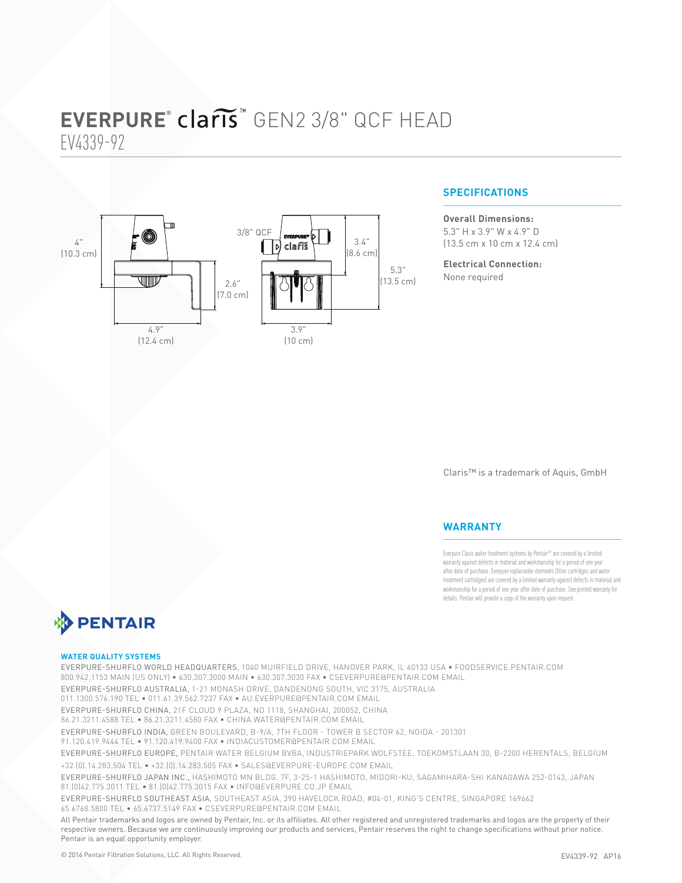# EVERPURE® claris™ GEN2 3/8" QCF HEAD

EV4339-92

4"
(10.3 cm)

2.6"
(7.0 cm)

4.9"
(12.4 cm)

3/8" QCF

3.4"
(8.6 cm)

5.3"
(13.5 cm)

3.9"
(10 cm)

## SPECIFICATIONS

**Overall Dimensions:**
5.3" H x 3.9" W x 4.9" D
(13.5 cm x 10 cm x 12.4 cm)

**Electrical Connection:**
None required

Claris™ is a trademark of Aquis, GmbH

## WARRANTY

Everpure Claris water treatment systems by Pentair® are covered by a limited warranty against defects in material and workmanship for a period of one year after date of purchase. Everpure replaceable elements (filter cartridges and water treatment cartridges) are covered by a limited warranty against defects in material and workmanship for a period of one year after date of purchase. See printed warranty for details. Pentair will provide a copy of the warranty upon request.

PENTAIR

**WATER QUALITY SYSTEMS**

EVERPURE-SHURFLO WORLD HEADQUARTERS, 1040 MUIRFIELD DRIVE, HANOVER PARK, IL 60133 USA • FOODSERVICE.PENTAIR.COM
800.942.1153 MAIN (US ONLY) • 630.307.3000 MAIN • 630.307.3030 FAX • CSEVERPURE@PENTAIR.COM EMAIL

EVERPURE-SHURFLO AUSTRALIA, 1-21 MONASH DRIVE, DANDENONG SOUTH, VIC 3175, AUSTRALIA
011.1300.576.190 TEL • 011.61.39.562.7237 FAX • AU.EVERPURE@PENTAIR.COM EMAIL

EVERPURE-SHURFLO CHINA, 21F CLOUD 9 PLAZA, NO 1118, SHANGHAI, 200052, CHINA
86.21.3211.4588 TEL • 86.21.3211.4580 FAX • CHINA.WATER@PENTAIR.COM EMAIL

EVERPURE-SHURFLO INDIA, GREEN BOULEVARD, B-9/A, 7TH FLOOR - TOWER B SECTOR 62, NOIDA - 201301
91.120.419.9444 TEL • 91.120.419.9400 FAX • INDIACUSTOMER@PENTAIR.COM EMAIL

EVERPURE-SHURFLO EUROPE, PENTAIR WATER BELGIUM BVBA, INDUSTRIEPARK WOLFSTEE, TOEKOMSTLAAN 30, B-2200 HERENTALS, BELGIUM
+32.(0).14.283.504 TEL • +32.(0).14.283.505 FAX • SALES@EVERPURE-EUROPE.COM EMAIL

EVERPURE-SHURFLO JAPAN INC., HASHIMOTO MN BLDG. 7F, 3-25-1 HASHIMOTO, MIDORI-KU, SAGAMIHARA-SHI KANAGAWA 252-0143, JAPAN
81.(0)42.775.3011 TEL • 81.(0)42.775.3015 FAX • INFO@EVERPURE.CO.JP EMAIL

EVERPURE-SHURFLO SOUTHEAST ASIA, SOUTHEAST ASIA, 390 HAVELOCK ROAD, #04-01, KING'S CENTRE, SINGAPORE 169662
65.6768.5800 TEL • 65.6737.5149 FAX • CSEVERPURE@PENTAIR.COM EMAIL

All Pentair trademarks and logos are owned by Pentair, Inc. or its affiliates. All other registered and unregistered trademarks and logos are the property of their respective owners. Because we are continuously improving our products and services, Pentair reserves the right to change specifications without prior notice. Pentair is an equal opportunity employer.

© 2016 Pentair Filtration Solutions, LLC. All Rights Reserved.

EV4339-92 AP16